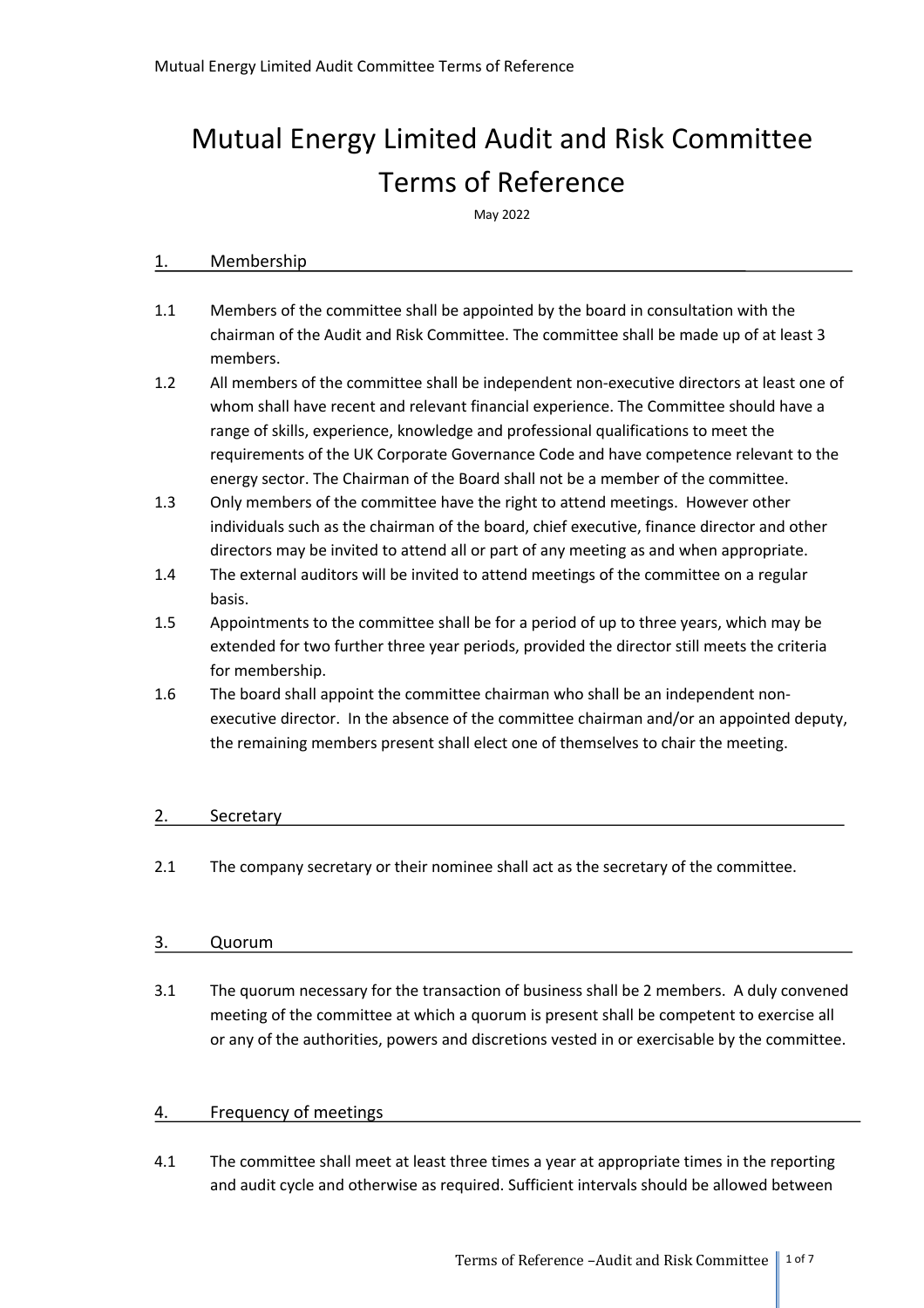# Mutual Energy Limited Audit and Risk Committee Terms of Reference

May 2022

## 1. Membership

1.1 Members of the committee shall be appointed by the board in consultation with the chairman of the Audit and Risk Committee. The committee shall be made up of at least 3 members.

1.2 All members of the committee shall be independent non-executive directors at least one of whom shall have recent and relevant financial experience. The Committee should have a range of skills, experience, knowledge and professional qualifications to meet the requirements of the UK Corporate Governance Code and have competence relevant to the energy sector. The Chairman of the Board shall not be a member of the committee.

1.3 Only members of the committee have the right to attend meetings. However other individuals such as the chairman of the board, chief executive, finance director and other directors may be invited to attend all or part of any meeting as and when appropriate.

1.4 The external auditors will be invited to attend meetings of the committee on a regular basis.

1.5 Appointments to the committee shall be for a period of up to three years, which may be extended for two further three year periods, provided the director still meets the criteria for membership.

1.6 The board shall appoint the committee chairman who shall be an independent non-executive director. In the absence of the committee chairman and/or an appointed deputy, the remaining members present shall elect one of themselves to chair the meeting.

## 2. Secretary

2.1 The company secretary or their nominee shall act as the secretary of the committee.

## 3. Quorum

3.1 The quorum necessary for the transaction of business shall be 2 members. A duly convened meeting of the committee at which a quorum is present shall be competent to exercise all or any of the authorities, powers and discretions vested in or exercisable by the committee.

## 4. Frequency of meetings

4.1 The committee shall meet at least three times a year at appropriate times in the reporting and audit cycle and otherwise as required. Sufficient intervals should be allowed between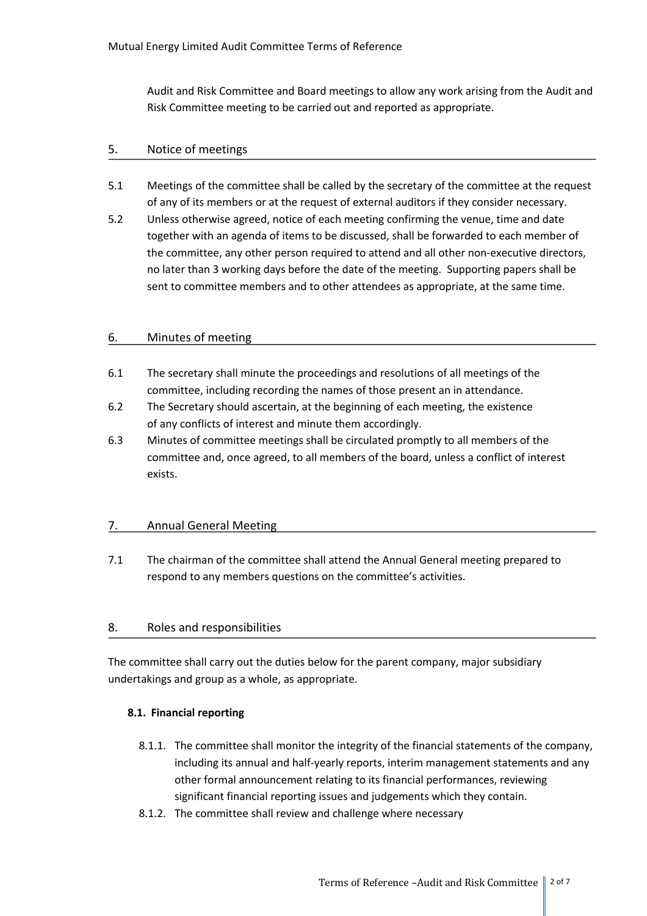Audit and Risk Committee and Board meetings to allow any work arising from the Audit and Risk Committee meeting to be carried out and reported as appropriate.

## 5. Notice of meetings

5.1 Meetings of the committee shall be called by the secretary of the committee at the request of any of its members or at the request of external auditors if they consider necessary.

5.2 Unless otherwise agreed, notice of each meeting confirming the venue, time and date together with an agenda of items to be discussed, shall be forwarded to each member of the committee, any other person required to attend and all other non-executive directors, no later than 3 working days before the date of the meeting. Supporting papers shall be sent to committee members and to other attendees as appropriate, at the same time.

## 6. Minutes of meeting

6.1 The secretary shall minute the proceedings and resolutions of all meetings of the committee, including recording the names of those present an in attendance.

6.2 The Secretary should ascertain, at the beginning of each meeting, the existence of any conflicts of interest and minute them accordingly.

6.3 Minutes of committee meetings shall be circulated promptly to all members of the committee and, once agreed, to all members of the board, unless a conflict of interest exists.

## 7. Annual General Meeting

7.1 The chairman of the committee shall attend the Annual General meeting prepared to respond to any members questions on the committee's activities.

## 8. Roles and responsibilities

The committee shall carry out the duties below for the parent company, major subsidiary undertakings and group as a whole, as appropriate.

### 8.1. Financial reporting

8.1.1. The committee shall monitor the integrity of the financial statements of the company, including its annual and half-yearly reports, interim management statements and any other formal announcement relating to its financial performances, reviewing significant financial reporting issues and judgements which they contain.

8.1.2. The committee shall review and challenge where necessary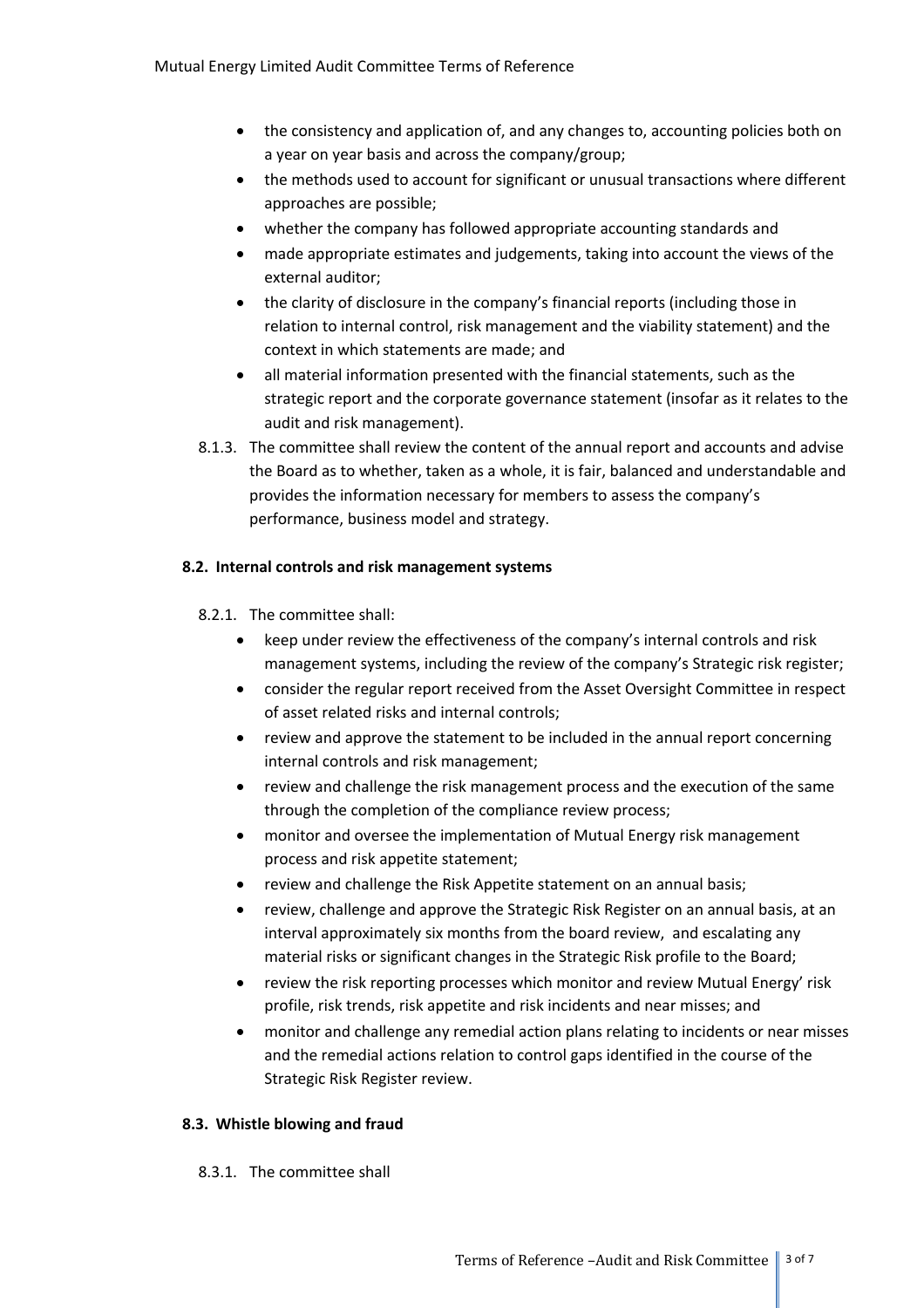- the consistency and application of, and any changes to, accounting policies both on a year on year basis and across the company/group;
- the methods used to account for significant or unusual transactions where different approaches are possible;
- whether the company has followed appropriate accounting standards and
- made appropriate estimates and judgements, taking into account the views of the external auditor;
- the clarity of disclosure in the company's financial reports (including those in relation to internal control, risk management and the viability statement) and the context in which statements are made; and
- all material information presented with the financial statements, such as the strategic report and the corporate governance statement (insofar as it relates to the audit and risk management).

8.1.3. The committee shall review the content of the annual report and accounts and advise the Board as to whether, taken as a whole, it is fair, balanced and understandable and provides the information necessary for members to assess the company's performance, business model and strategy.

### 8.2. Internal controls and risk management systems

8.2.1. The committee shall:

- keep under review the effectiveness of the company's internal controls and risk management systems, including the review of the company's Strategic risk register;
- consider the regular report received from the Asset Oversight Committee in respect of asset related risks and internal controls;
- review and approve the statement to be included in the annual report concerning internal controls and risk management;
- review and challenge the risk management process and the execution of the same through the completion of the compliance review process;
- monitor and oversee the implementation of Mutual Energy risk management process and risk appetite statement;
- review and challenge the Risk Appetite statement on an annual basis;
- review, challenge and approve the Strategic Risk Register on an annual basis, at an interval approximately six months from the board review, and escalating any material risks or significant changes in the Strategic Risk profile to the Board;
- review the risk reporting processes which monitor and review Mutual Energy' risk profile, risk trends, risk appetite and risk incidents and near misses; and
- monitor and challenge any remedial action plans relating to incidents or near misses and the remedial actions relation to control gaps identified in the course of the Strategic Risk Register review.

### 8.3. Whistle blowing and fraud

8.3.1. The committee shall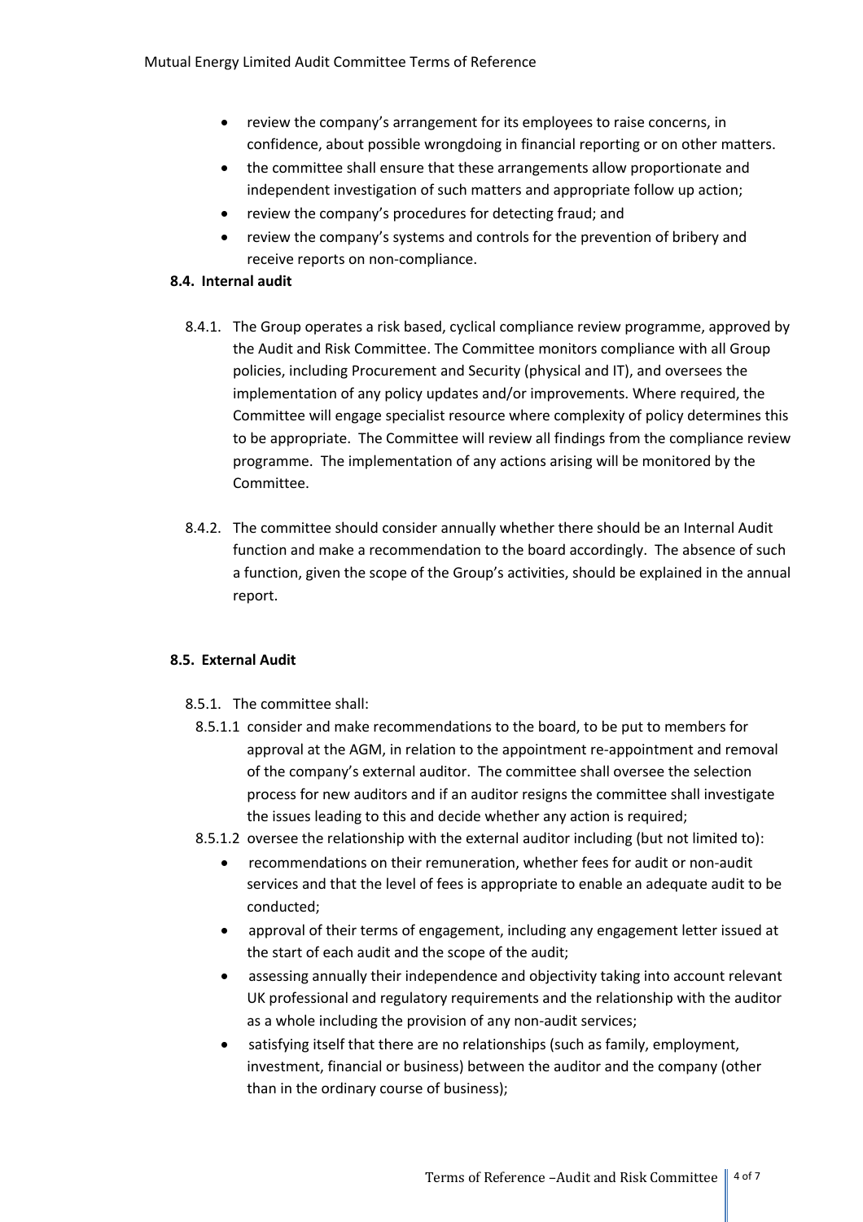- review the company's arrangement for its employees to raise concerns, in confidence, about possible wrongdoing in financial reporting or on other matters.
- the committee shall ensure that these arrangements allow proportionate and independent investigation of such matters and appropriate follow up action;
- review the company's procedures for detecting fraud; and
- review the company's systems and controls for the prevention of bribery and receive reports on non-compliance.

**8.4. Internal audit**

8.4.1. The Group operates a risk based, cyclical compliance review programme, approved by the Audit and Risk Committee. The Committee monitors compliance with all Group policies, including Procurement and Security (physical and IT), and oversees the implementation of any policy updates and/or improvements. Where required, the Committee will engage specialist resource where complexity of policy determines this to be appropriate. The Committee will review all findings from the compliance review programme. The implementation of any actions arising will be monitored by the Committee.

8.4.2. The committee should consider annually whether there should be an Internal Audit function and make a recommendation to the board accordingly. The absence of such a function, given the scope of the Group's activities, should be explained in the annual report.

**8.5. External Audit**

8.5.1. The committee shall:

8.5.1.1 consider and make recommendations to the board, to be put to members for approval at the AGM, in relation to the appointment re-appointment and removal of the company's external auditor. The committee shall oversee the selection process for new auditors and if an auditor resigns the committee shall investigate the issues leading to this and decide whether any action is required;

8.5.1.2 oversee the relationship with the external auditor including (but not limited to):

- recommendations on their remuneration, whether fees for audit or non-audit services and that the level of fees is appropriate to enable an adequate audit to be conducted;
- approval of their terms of engagement, including any engagement letter issued at the start of each audit and the scope of the audit;
- assessing annually their independence and objectivity taking into account relevant UK professional and regulatory requirements and the relationship with the auditor as a whole including the provision of any non-audit services;
- satisfying itself that there are no relationships (such as family, employment, investment, financial or business) between the auditor and the company (other than in the ordinary course of business);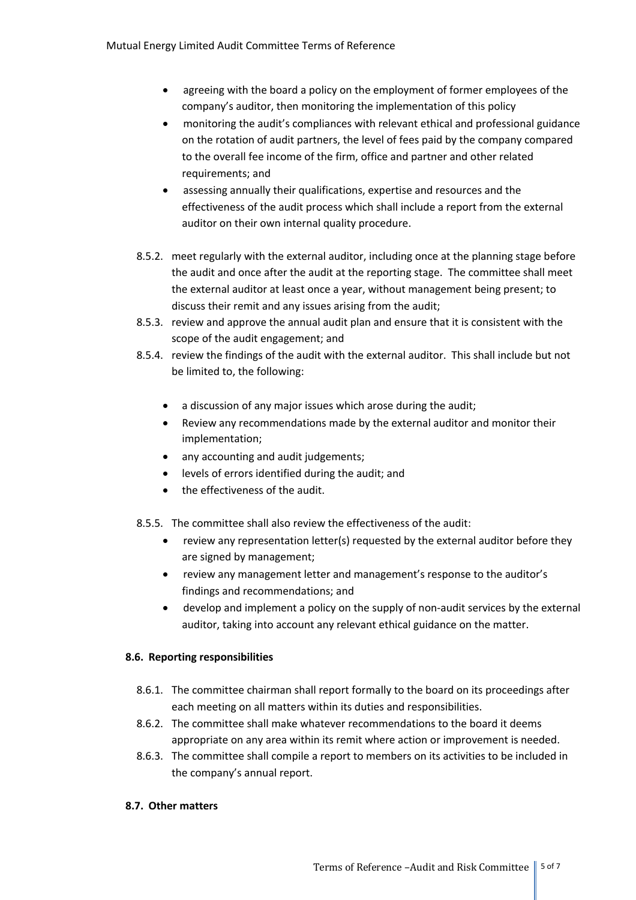- agreeing with the board a policy on the employment of former employees of the company's auditor, then monitoring the implementation of this policy
- monitoring the audit's compliances with relevant ethical and professional guidance on the rotation of audit partners, the level of fees paid by the company compared to the overall fee income of the firm, office and partner and other related requirements; and
- assessing annually their qualifications, expertise and resources and the effectiveness of the audit process which shall include a report from the external auditor on their own internal quality procedure.

8.5.2. meet regularly with the external auditor, including once at the planning stage before the audit and once after the audit at the reporting stage. The committee shall meet the external auditor at least once a year, without management being present; to discuss their remit and any issues arising from the audit;

8.5.3. review and approve the annual audit plan and ensure that it is consistent with the scope of the audit engagement; and

8.5.4. review the findings of the audit with the external auditor. This shall include but not be limited to, the following:

- a discussion of any major issues which arose during the audit;
- Review any recommendations made by the external auditor and monitor their implementation;
- any accounting and audit judgements;
- levels of errors identified during the audit; and
- the effectiveness of the audit.

8.5.5. The committee shall also review the effectiveness of the audit:

- review any representation letter(s) requested by the external auditor before they are signed by management;
- review any management letter and management's response to the auditor's findings and recommendations; and
- develop and implement a policy on the supply of non-audit services by the external auditor, taking into account any relevant ethical guidance on the matter.

### 8.6. Reporting responsibilities

8.6.1. The committee chairman shall report formally to the board on its proceedings after each meeting on all matters within its duties and responsibilities.

8.6.2. The committee shall make whatever recommendations to the board it deems appropriate on any area within its remit where action or improvement is needed.

8.6.3. The committee shall compile a report to members on its activities to be included in the company's annual report.

### 8.7. Other matters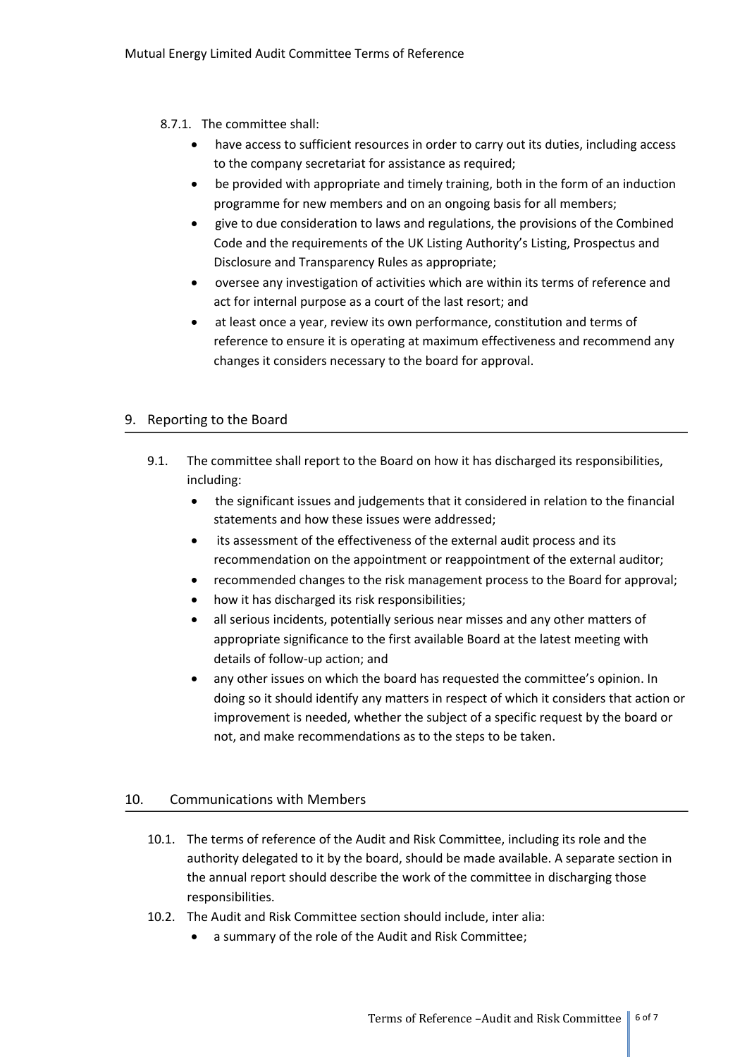8.7.1. The committee shall:

- have access to sufficient resources in order to carry out its duties, including access to the company secretariat for assistance as required;
- be provided with appropriate and timely training, both in the form of an induction programme for new members and on an ongoing basis for all members;
- give to due consideration to laws and regulations, the provisions of the Combined Code and the requirements of the UK Listing Authority's Listing, Prospectus and Disclosure and Transparency Rules as appropriate;
- oversee any investigation of activities which are within its terms of reference and act for internal purpose as a court of the last resort; and
- at least once a year, review its own performance, constitution and terms of reference to ensure it is operating at maximum effectiveness and recommend any changes it considers necessary to the board for approval.

## 9. Reporting to the Board

9.1. The committee shall report to the Board on how it has discharged its responsibilities, including:

- the significant issues and judgements that it considered in relation to the financial statements and how these issues were addressed;
- its assessment of the effectiveness of the external audit process and its recommendation on the appointment or reappointment of the external auditor;
- recommended changes to the risk management process to the Board for approval;
- how it has discharged its risk responsibilities;
- all serious incidents, potentially serious near misses and any other matters of appropriate significance to the first available Board at the latest meeting with details of follow-up action; and
- any other issues on which the board has requested the committee's opinion. In doing so it should identify any matters in respect of which it considers that action or improvement is needed, whether the subject of a specific request by the board or not, and make recommendations as to the steps to be taken.

## 10. Communications with Members

10.1. The terms of reference of the Audit and Risk Committee, including its role and the authority delegated to it by the board, should be made available. A separate section in the annual report should describe the work of the committee in discharging those responsibilities.

10.2. The Audit and Risk Committee section should include, inter alia:

- a summary of the role of the Audit and Risk Committee;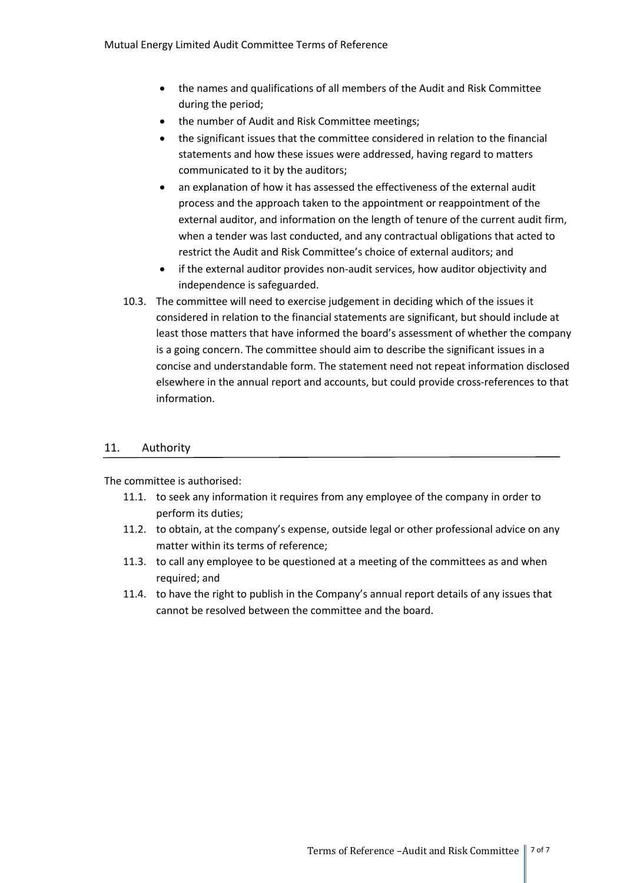- the names and qualifications of all members of the Audit and Risk Committee during the period;
- the number of Audit and Risk Committee meetings;
- the significant issues that the committee considered in relation to the financial statements and how these issues were addressed, having regard to matters communicated to it by the auditors;
- an explanation of how it has assessed the effectiveness of the external audit process and the approach taken to the appointment or reappointment of the external auditor, and information on the length of tenure of the current audit firm, when a tender was last conducted, and any contractual obligations that acted to restrict the Audit and Risk Committee's choice of external auditors; and
- if the external auditor provides non-audit services, how auditor objectivity and independence is safeguarded.

10.3. The committee will need to exercise judgement in deciding which of the issues it considered in relation to the financial statements are significant, but should include at least those matters that have informed the board's assessment of whether the company is a going concern. The committee should aim to describe the significant issues in a concise and understandable form. The statement need not repeat information disclosed elsewhere in the annual report and accounts, but could provide cross-references to that information.

## 11. Authority

The committee is authorised:

11.1. to seek any information it requires from any employee of the company in order to perform its duties;

11.2. to obtain, at the company's expense, outside legal or other professional advice on any matter within its terms of reference;

11.3. to call any employee to be questioned at a meeting of the committees as and when required; and

11.4. to have the right to publish in the Company's annual report details of any issues that cannot be resolved between the committee and the board.